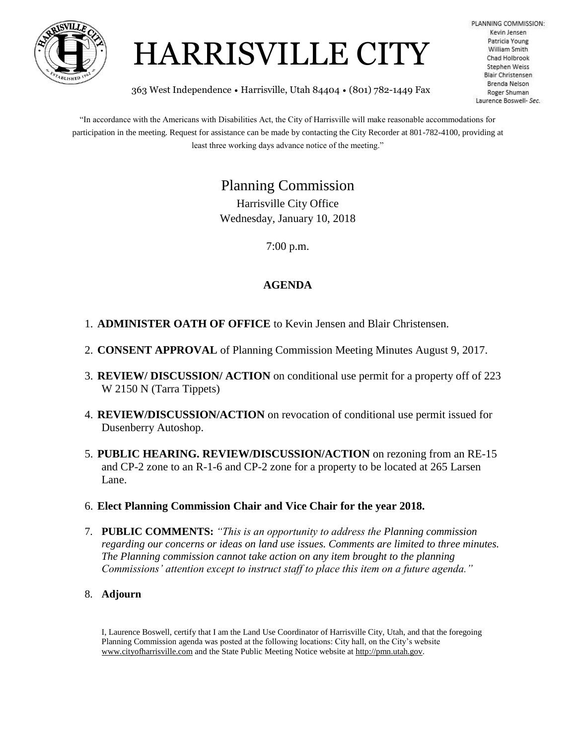# HARRISVILLE CITY

363 West Independence • Harrisville, Utah 84404 • (801) 782-1449 Fax

PLANNING COMMISSION:
Kevin Jensen
Patricia Young
William Smith
Chad Holbrook
Stephen Weiss
Blair Christensen
Brenda Nelson
Roger Shuman
Laurence Boswell- *Sec.*

"In accordance with the Americans with Disabilities Act, the City of Harrisville will make reasonable accommodations for participation in the meeting. Request for assistance can be made by contacting the City Recorder at 801-782-4100, providing at least three working days advance notice of the meeting."

## Planning Commission

Harrisville City Office
Wednesday, January 10, 2018

7:00 p.m.

### AGENDA

1. **ADMINISTER OATH OF OFFICE** to Kevin Jensen and Blair Christensen.
2. **CONSENT APPROVAL** of Planning Commission Meeting Minutes August 9, 2017.
3. **REVIEW/ DISCUSSION/ ACTION** on conditional use permit for a property off of 223 W 2150 N (Tarra Tippets)
4. **REVIEW/DISCUSSION/ACTION** on revocation of conditional use permit issued for Dusenberry Autoshop.
5. **PUBLIC HEARING. REVIEW/DISCUSSION/ACTION** on rezoning from an RE-15 and CP-2 zone to an R-1-6 and CP-2 zone for a property to be located at 265 Larsen Lane.
6. **Elect Planning Commission Chair and Vice Chair for the year 2018.**
7. **PUBLIC COMMENTS:** *"This is an opportunity to address the Planning commission regarding our concerns or ideas on land use issues. Comments are limited to three minutes. The Planning commission cannot take action on any item brought to the planning Commissions' attention except to instruct staff to place this item on a future agenda."*
8. **Adjourn**

I, Laurence Boswell, certify that I am the Land Use Coordinator of Harrisville City, Utah, and that the foregoing Planning Commission agenda was posted at the following locations: City hall, on the City's website www.cityofharrisville.com and the State Public Meeting Notice website at http://pmn.utah.gov.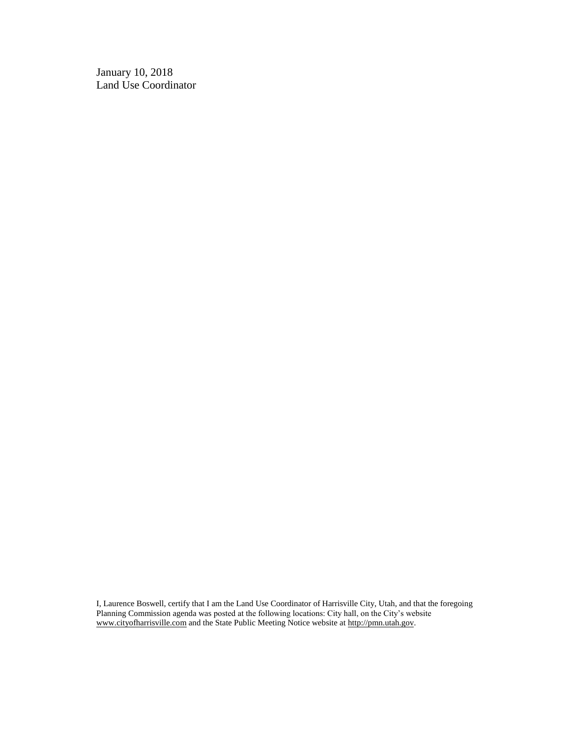January 10, 2018
Land Use Coordinator

I, Laurence Boswell, certify that I am the Land Use Coordinator of Harrisville City, Utah, and that the foregoing Planning Commission agenda was posted at the following locations: City hall, on the City's website www.cityofharrisville.com and the State Public Meeting Notice website at http://pmn.utah.gov.